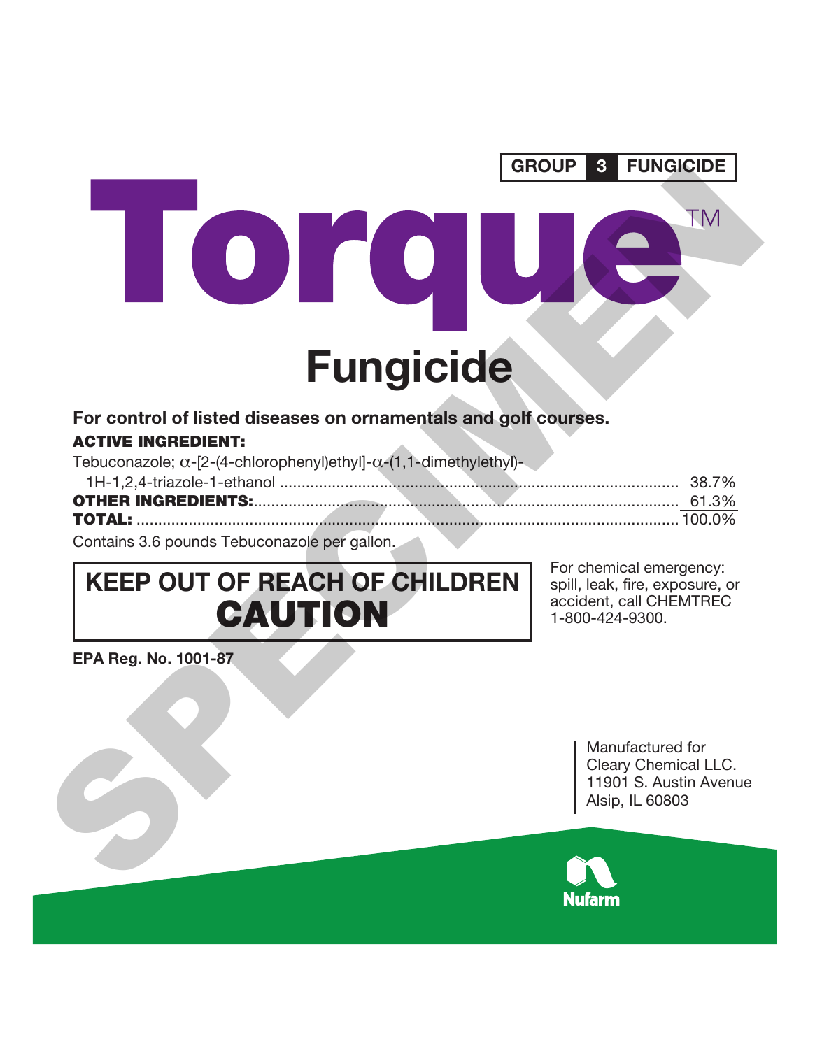**GROUP 3 FUNGICIDE**

# Torque™

## Fungicide

**For control of listed diseases on ornamentals and golf courses.**

**ACTIVE INGREDIENT:**

| | |
|---|---|
| Tebuconazole; α-[2-(4-chlorophenyl)ethyl]-α-(1,1-dimethylethyl)-1H-1,2,4-triazole-1-ethanol | 38.7% |
| **OTHER INGREDIENTS:** | 61.3% |
| **TOTAL:** | 100.0% |

Contains 3.6 pounds Tebuconazole per gallon.

**KEEP OUT OF REACH OF CHILDREN**

**CAUTION**

For chemical emergency: spill, leak, fire, exposure, or accident, call CHEMTREC 1-800-424-9300.

**EPA Reg. No. 1001-87**

Manufactured for
Cleary Chemical LLC.
11901 S. Austin Avenue
Alsip, IL 60803

Nufarm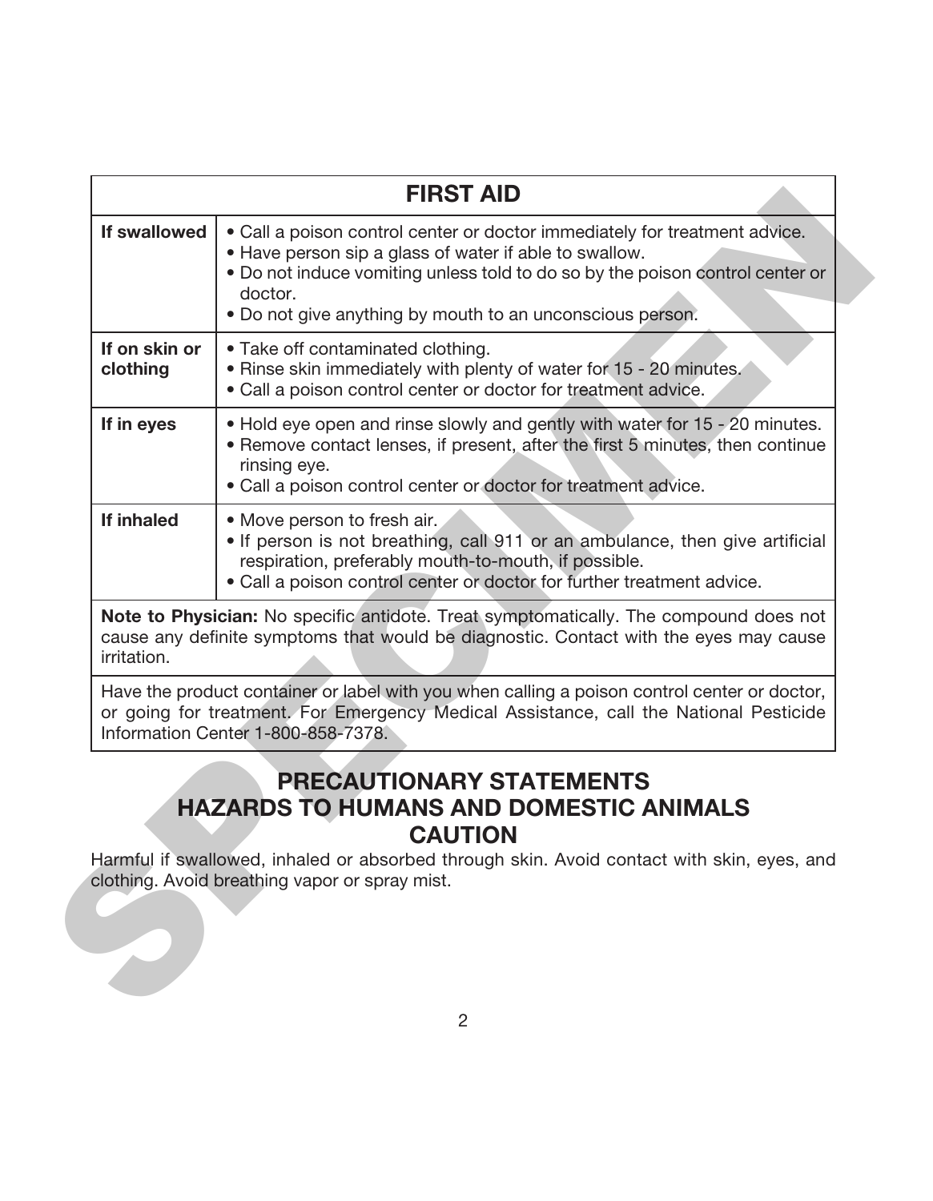| FIRST AID | |
|---|---|
| **If swallowed** | • Call a poison control center or doctor immediately for treatment advice.<br>• Have person sip a glass of water if able to swallow.<br>• Do not induce vomiting unless told to do so by the poison control center or doctor.<br>• Do not give anything by mouth to an unconscious person. |
| **If on skin or clothing** | • Take off contaminated clothing.<br>• Rinse skin immediately with plenty of water for 15 - 20 minutes.<br>• Call a poison control center or doctor for treatment advice. |
| **If in eyes** | • Hold eye open and rinse slowly and gently with water for 15 - 20 minutes.<br>• Remove contact lenses, if present, after the first 5 minutes, then continue rinsing eye.<br>• Call a poison control center or doctor for treatment advice. |
| **If inhaled** | • Move person to fresh air.<br>• If person is not breathing, call 911 or an ambulance, then give artificial respiration, preferably mouth-to-mouth, if possible.<br>• Call a poison control center or doctor for further treatment advice. |
| **Note to Physician:** No specific antidote. Treat symptomatically. The compound does not cause any definite symptoms that would be diagnostic. Contact with the eyes may cause irritation. | |
| Have the product container or label with you when calling a poison control center or doctor, or going for treatment. For Emergency Medical Assistance, call the National Pesticide Information Center 1-800-858-7378. | |

## PRECAUTIONARY STATEMENTS
## HAZARDS TO HUMANS AND DOMESTIC ANIMALS
## CAUTION

Harmful if swallowed, inhaled or absorbed through skin. Avoid contact with skin, eyes, and clothing. Avoid breathing vapor or spray mist.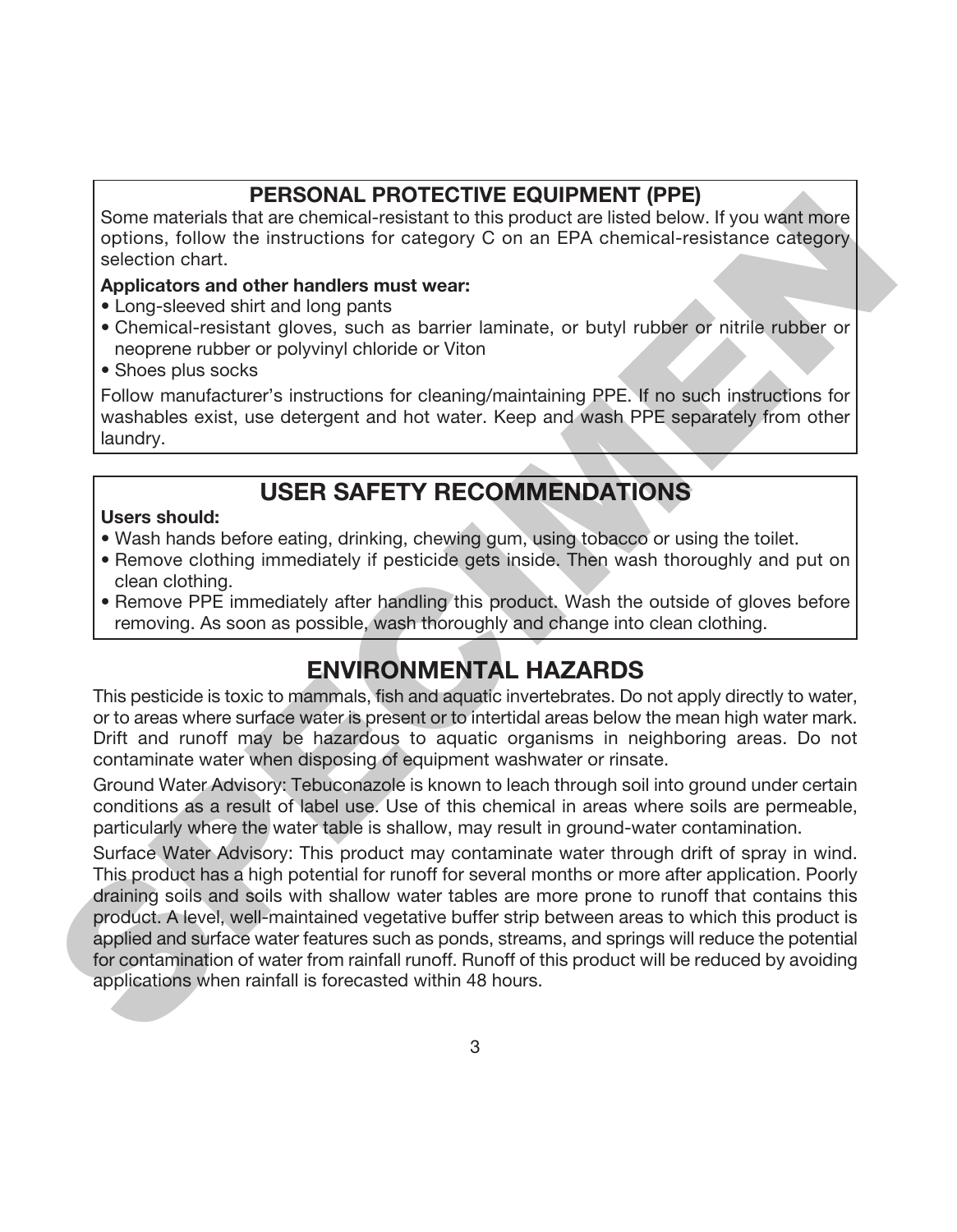## PERSONAL PROTECTIVE EQUIPMENT (PPE)

Some materials that are chemical-resistant to this product are listed below. If you want more options, follow the instructions for category C on an EPA chemical-resistance category selection chart.

**Applicators and other handlers must wear:**

- Long-sleeved shirt and long pants
- Chemical-resistant gloves, such as barrier laminate, or butyl rubber or nitrile rubber or neoprene rubber or polyvinyl chloride or Viton
- Shoes plus socks

Follow manufacturer's instructions for cleaning/maintaining PPE. If no such instructions for washables exist, use detergent and hot water. Keep and wash PPE separately from other laundry.

## USER SAFETY RECOMMENDATIONS

**Users should:**

- Wash hands before eating, drinking, chewing gum, using tobacco or using the toilet.
- Remove clothing immediately if pesticide gets inside. Then wash thoroughly and put on clean clothing.
- Remove PPE immediately after handling this product. Wash the outside of gloves before removing. As soon as possible, wash thoroughly and change into clean clothing.

## ENVIRONMENTAL HAZARDS

This pesticide is toxic to mammals, fish and aquatic invertebrates. Do not apply directly to water, or to areas where surface water is present or to intertidal areas below the mean high water mark. Drift and runoff may be hazardous to aquatic organisms in neighboring areas. Do not contaminate water when disposing of equipment washwater or rinsate.

Ground Water Advisory: Tebuconazole is known to leach through soil into ground under certain conditions as a result of label use. Use of this chemical in areas where soils are permeable, particularly where the water table is shallow, may result in ground-water contamination.

Surface Water Advisory: This product may contaminate water through drift of spray in wind. This product has a high potential for runoff for several months or more after application. Poorly draining soils and soils with shallow water tables are more prone to runoff that contains this product. A level, well-maintained vegetative buffer strip between areas to which this product is applied and surface water features such as ponds, streams, and springs will reduce the potential for contamination of water from rainfall runoff. Runoff of this product will be reduced by avoiding applications when rainfall is forecasted within 48 hours.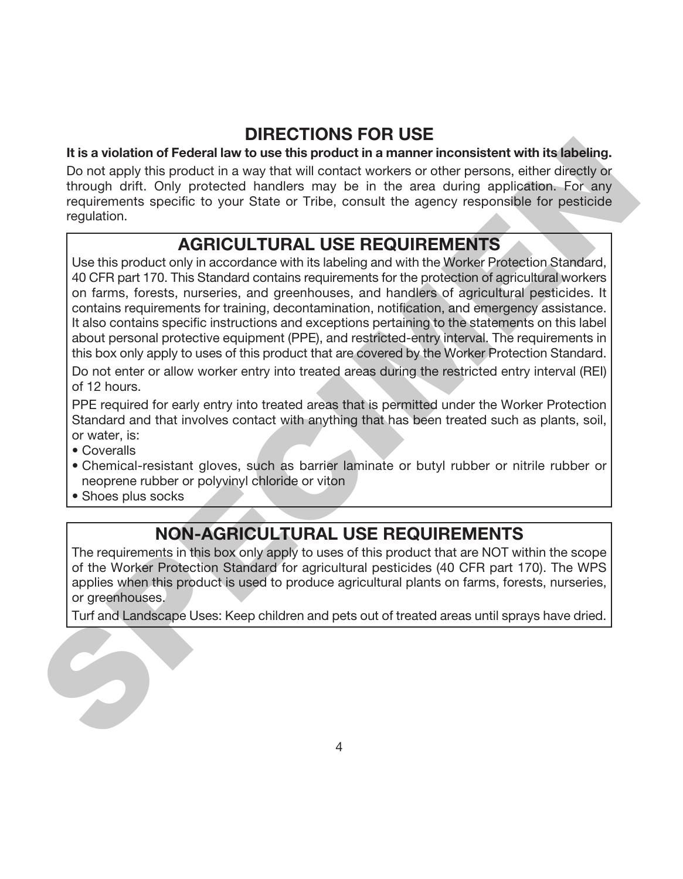# DIRECTIONS FOR USE

**It is a violation of Federal law to use this product in a manner inconsistent with its labeling.**

Do not apply this product in a way that will contact workers or other persons, either directly or through drift. Only protected handlers may be in the area during application. For any requirements specific to your State or Tribe, consult the agency responsible for pesticide regulation.

## AGRICULTURAL USE REQUIREMENTS

Use this product only in accordance with its labeling and with the Worker Protection Standard, 40 CFR part 170. This Standard contains requirements for the protection of agricultural workers on farms, forests, nurseries, and greenhouses, and handlers of agricultural pesticides. It contains requirements for training, decontamination, notification, and emergency assistance. It also contains specific instructions and exceptions pertaining to the statements on this label about personal protective equipment (PPE), and restricted-entry interval. The requirements in this box only apply to uses of this product that are covered by the Worker Protection Standard.

Do not enter or allow worker entry into treated areas during the restricted entry interval (REI) of 12 hours.

PPE required for early entry into treated areas that is permitted under the Worker Protection Standard and that involves contact with anything that has been treated such as plants, soil, or water, is:

- Coveralls
- Chemical-resistant gloves, such as barrier laminate or butyl rubber or nitrile rubber or neoprene rubber or polyvinyl chloride or viton
- Shoes plus socks

## NON-AGRICULTURAL USE REQUIREMENTS

The requirements in this box only apply to uses of this product that are NOT within the scope of the Worker Protection Standard for agricultural pesticides (40 CFR part 170). The WPS applies when this product is used to produce agricultural plants on farms, forests, nurseries, or greenhouses.

Turf and Landscape Uses: Keep children and pets out of treated areas until sprays have dried.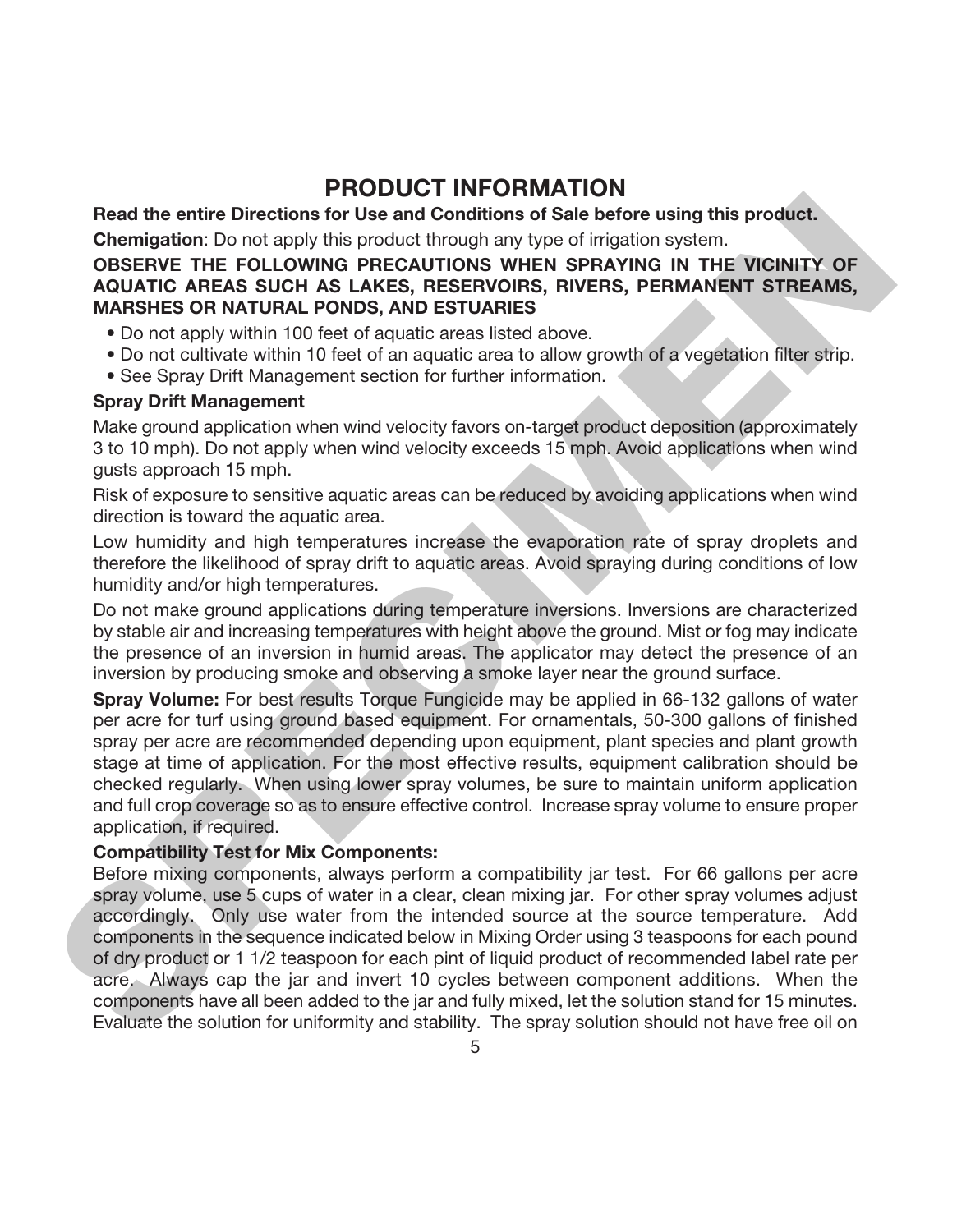## PRODUCT INFORMATION

**Read the entire Directions for Use and Conditions of Sale before using this product.**

**Chemigation**: Do not apply this product through any type of irrigation system.

**OBSERVE THE FOLLOWING PRECAUTIONS WHEN SPRAYING IN THE VICINITY OF AQUATIC AREAS SUCH AS LAKES, RESERVOIRS, RIVERS, PERMANENT STREAMS, MARSHES OR NATURAL PONDS, AND ESTUARIES**

- Do not apply within 100 feet of aquatic areas listed above.
- Do not cultivate within 10 feet of an aquatic area to allow growth of a vegetation filter strip.
- See Spray Drift Management section for further information.

**Spray Drift Management**

Make ground application when wind velocity favors on-target product deposition (approximately 3 to 10 mph). Do not apply when wind velocity exceeds 15 mph. Avoid applications when wind gusts approach 15 mph.

Risk of exposure to sensitive aquatic areas can be reduced by avoiding applications when wind direction is toward the aquatic area.

Low humidity and high temperatures increase the evaporation rate of spray droplets and therefore the likelihood of spray drift to aquatic areas. Avoid spraying during conditions of low humidity and/or high temperatures.

Do not make ground applications during temperature inversions. Inversions are characterized by stable air and increasing temperatures with height above the ground. Mist or fog may indicate the presence of an inversion in humid areas. The applicator may detect the presence of an inversion by producing smoke and observing a smoke layer near the ground surface.

**Spray Volume:** For best results Torque Fungicide may be applied in 66-132 gallons of water per acre for turf using ground based equipment. For ornamentals, 50-300 gallons of finished spray per acre are recommended depending upon equipment, plant species and plant growth stage at time of application. For the most effective results, equipment calibration should be checked regularly. When using lower spray volumes, be sure to maintain uniform application and full crop coverage so as to ensure effective control. Increase spray volume to ensure proper application, if required.

**Compatibility Test for Mix Components:**

Before mixing components, always perform a compatibility jar test. For 66 gallons per acre spray volume, use 5 cups of water in a clear, clean mixing jar. For other spray volumes adjust accordingly. Only use water from the intended source at the source temperature. Add components in the sequence indicated below in Mixing Order using 3 teaspoons for each pound of dry product or 1 1/2 teaspoon for each pint of liquid product of recommended label rate per acre. Always cap the jar and invert 10 cycles between component additions. When the components have all been added to the jar and fully mixed, let the solution stand for 15 minutes. Evaluate the solution for uniformity and stability. The spray solution should not have free oil on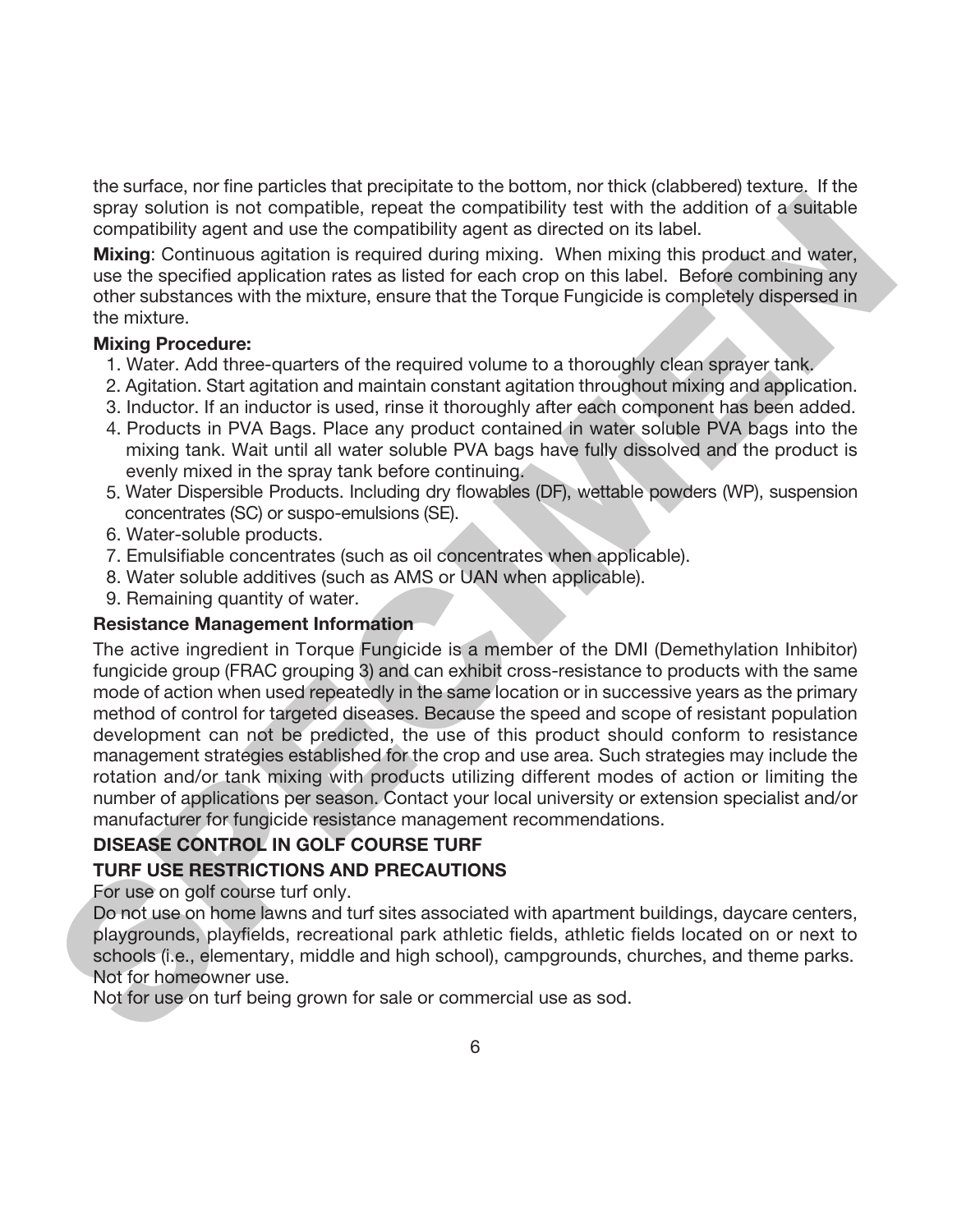the surface, nor fine particles that precipitate to the bottom, nor thick (clabbered) texture. If the spray solution is not compatible, repeat the compatibility test with the addition of a suitable compatibility agent and use the compatibility agent as directed on its label.

**Mixing**: Continuous agitation is required during mixing. When mixing this product and water, use the specified application rates as listed for each crop on this label. Before combining any other substances with the mixture, ensure that the Torque Fungicide is completely dispersed in the mixture.

**Mixing Procedure:**

1. Water. Add three-quarters of the required volume to a thoroughly clean sprayer tank.
2. Agitation. Start agitation and maintain constant agitation throughout mixing and application.
3. Inductor. If an inductor is used, rinse it thoroughly after each component has been added.
4. Products in PVA Bags. Place any product contained in water soluble PVA bags into the mixing tank. Wait until all water soluble PVA bags have fully dissolved and the product is evenly mixed in the spray tank before continuing.
5. Water Dispersible Products. Including dry flowables (DF), wettable powders (WP), suspension concentrates (SC) or suspo-emulsions (SE).
6. Water-soluble products.
7. Emulsifiable concentrates (such as oil concentrates when applicable).
8. Water soluble additives (such as AMS or UAN when applicable).
9. Remaining quantity of water.

**Resistance Management Information**

The active ingredient in Torque Fungicide is a member of the DMI (Demethylation Inhibitor) fungicide group (FRAC grouping 3) and can exhibit cross-resistance to products with the same mode of action when used repeatedly in the same location or in successive years as the primary method of control for targeted diseases. Because the speed and scope of resistant population development can not be predicted, the use of this product should conform to resistance management strategies established for the crop and use area. Such strategies may include the rotation and/or tank mixing with products utilizing different modes of action or limiting the number of applications per season. Contact your local university or extension specialist and/or manufacturer for fungicide resistance management recommendations.

## DISEASE CONTROL IN GOLF COURSE TURF

### TURF USE RESTRICTIONS AND PRECAUTIONS

For use on golf course turf only.

Do not use on home lawns and turf sites associated with apartment buildings, daycare centers, playgrounds, playfields, recreational park athletic fields, athletic fields located on or next to schools (i.e., elementary, middle and high school), campgrounds, churches, and theme parks. Not for homeowner use.

Not for use on turf being grown for sale or commercial use as sod.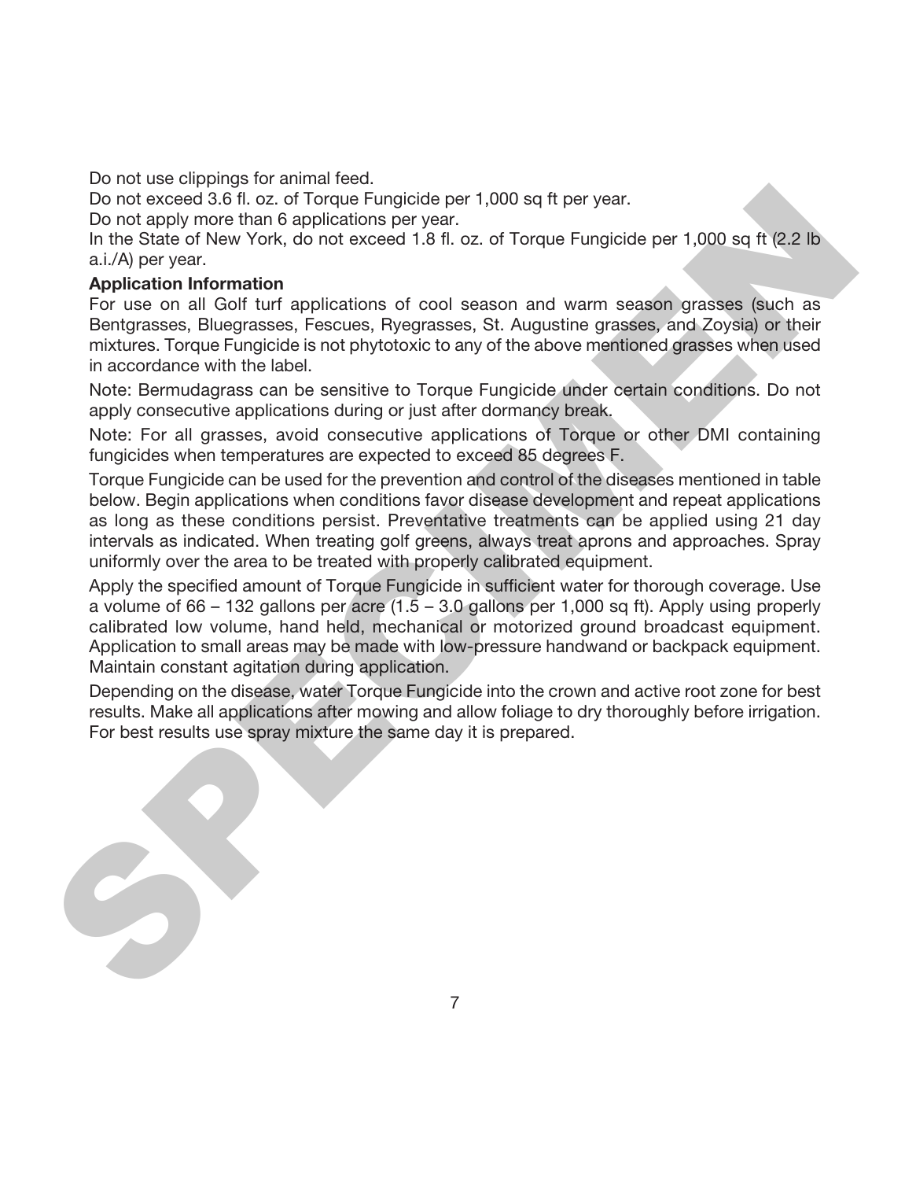Do not use clippings for animal feed.
Do not exceed 3.6 fl. oz. of Torque Fungicide per 1,000 sq ft per year.
Do not apply more than 6 applications per year.
In the State of New York, do not exceed 1.8 fl. oz. of Torque Fungicide per 1,000 sq ft (2.2 lb a.i./A) per year.

**Application Information**

For use on all Golf turf applications of cool season and warm season grasses (such as Bentgrasses, Bluegrasses, Fescues, Ryegrasses, St. Augustine grasses, and Zoysia) or their mixtures. Torque Fungicide is not phytotoxic to any of the above mentioned grasses when used in accordance with the label.

Note: Bermudagrass can be sensitive to Torque Fungicide under certain conditions. Do not apply consecutive applications during or just after dormancy break.

Note: For all grasses, avoid consecutive applications of Torque or other DMI containing fungicides when temperatures are expected to exceed 85 degrees F.

Torque Fungicide can be used for the prevention and control of the diseases mentioned in table below. Begin applications when conditions favor disease development and repeat applications as long as these conditions persist. Preventative treatments can be applied using 21 day intervals as indicated. When treating golf greens, always treat aprons and approaches. Spray uniformly over the area to be treated with properly calibrated equipment.

Apply the specified amount of Torque Fungicide in sufficient water for thorough coverage. Use a volume of 66 – 132 gallons per acre (1.5 – 3.0 gallons per 1,000 sq ft). Apply using properly calibrated low volume, hand held, mechanical or motorized ground broadcast equipment. Application to small areas may be made with low-pressure handwand or backpack equipment. Maintain constant agitation during application.

Depending on the disease, water Torque Fungicide into the crown and active root zone for best results. Make all applications after mowing and allow foliage to dry thoroughly before irrigation. For best results use spray mixture the same day it is prepared.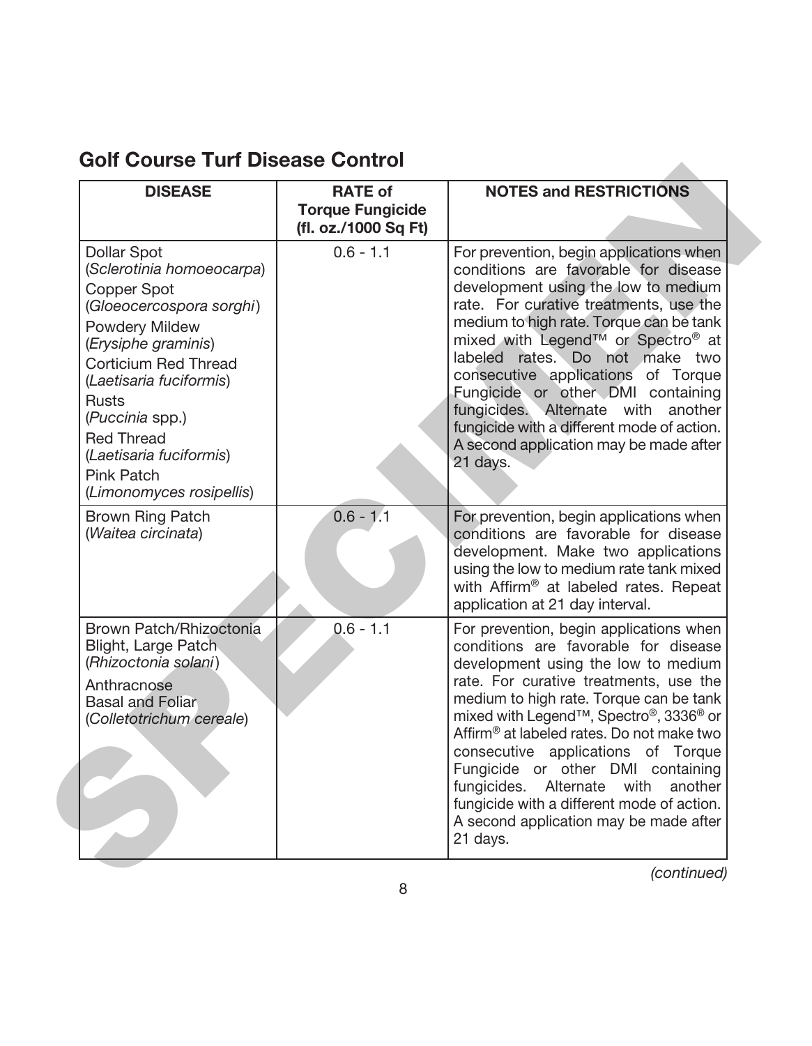## Golf Course Turf Disease Control

| DISEASE | RATE of Torque Fungicide (fl. oz./1000 Sq Ft) | NOTES and RESTRICTIONS |
|---|---|---|
| Dollar Spot (*Sclerotinia homoeocarpa*)<br>Copper Spot (*Gloeocercospora sorghi*)<br>Powdery Mildew (*Erysiphe graminis*)<br>Corticium Red Thread (*Laetisaria fuciformis*)<br>Rusts (*Puccinia* spp.)<br>Red Thread (*Laetisaria fuciformis*)<br>Pink Patch (*Limonomyces rosipellis*) | 0.6 - 1.1 | For prevention, begin applications when conditions are favorable for disease development using the low to medium rate. For curative treatments, use the medium to high rate. Torque can be tank mixed with Legend™ or Spectro® at labeled rates. Do not make two consecutive applications of Torque Fungicide or other DMI containing fungicides. Alternate with another fungicide with a different mode of action. A second application may be made after 21 days. |
| Brown Ring Patch (*Waitea circinata*) | 0.6 - 1.1 | For prevention, begin applications when conditions are favorable for disease development. Make two applications using the low to medium rate tank mixed with Affirm® at labeled rates. Repeat application at 21 day interval. |
| Brown Patch/Rhizoctonia Blight, Large Patch (*Rhizoctonia solani*)<br>Anthracnose Basal and Foliar (*Colletotrichum cereale*) | 0.6 - 1.1 | For prevention, begin applications when conditions are favorable for disease development using the low to medium rate. For curative treatments, use the medium to high rate. Torque can be tank mixed with Legend™, Spectro®, 3336® or Affirm® at labeled rates. Do not make two consecutive applications of Torque Fungicide or other DMI containing fungicides. Alternate with another fungicide with a different mode of action. A second application may be made after 21 days. |

*(continued)*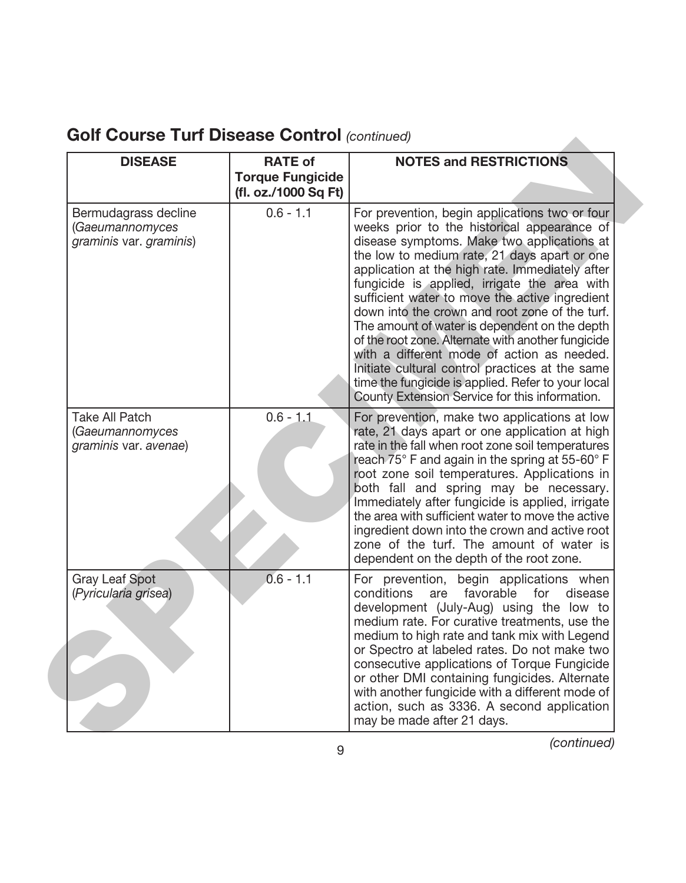## Golf Course Turf Disease Control *(continued)*

| DISEASE | RATE of Torque Fungicide (fl. oz./1000 Sq Ft) | NOTES and RESTRICTIONS |
|---|---|---|
| Bermudagrass decline (*Gaeumannomyces graminis* var. *graminis*) | 0.6 - 1.1 | For prevention, begin applications two or four weeks prior to the historical appearance of disease symptoms. Make two applications at the low to medium rate, 21 days apart or one application at the high rate. Immediately after fungicide is applied, irrigate the area with sufficient water to move the active ingredient down into the crown and root zone of the turf. The amount of water is dependent on the depth of the root zone. Alternate with another fungicide with a different mode of action as needed. Initiate cultural control practices at the same time the fungicide is applied. Refer to your local County Extension Service for this information. |
| Take All Patch (*Gaeumannomyces graminis* var. *avenae*) | 0.6 - 1.1 | For prevention, make two applications at low rate, 21 days apart or one application at high rate in the fall when root zone soil temperatures reach 75° F and again in the spring at 55-60° F root zone soil temperatures. Applications in both fall and spring may be necessary. Immediately after fungicide is applied, irrigate the area with sufficient water to move the active ingredient down into the crown and active root zone of the turf. The amount of water is dependent on the depth of the root zone. |
| Gray Leaf Spot (*Pyricularia grisea*) | 0.6 - 1.1 | For prevention, begin applications when conditions are favorable for disease development (July-Aug) using the low to medium rate. For curative treatments, use the medium to high rate and tank mix with Legend or Spectro at labeled rates. Do not make two consecutive applications of Torque Fungicide or other DMI containing fungicides. Alternate with another fungicide with a different mode of action, such as 3336. A second application may be made after 21 days. |

*(continued)*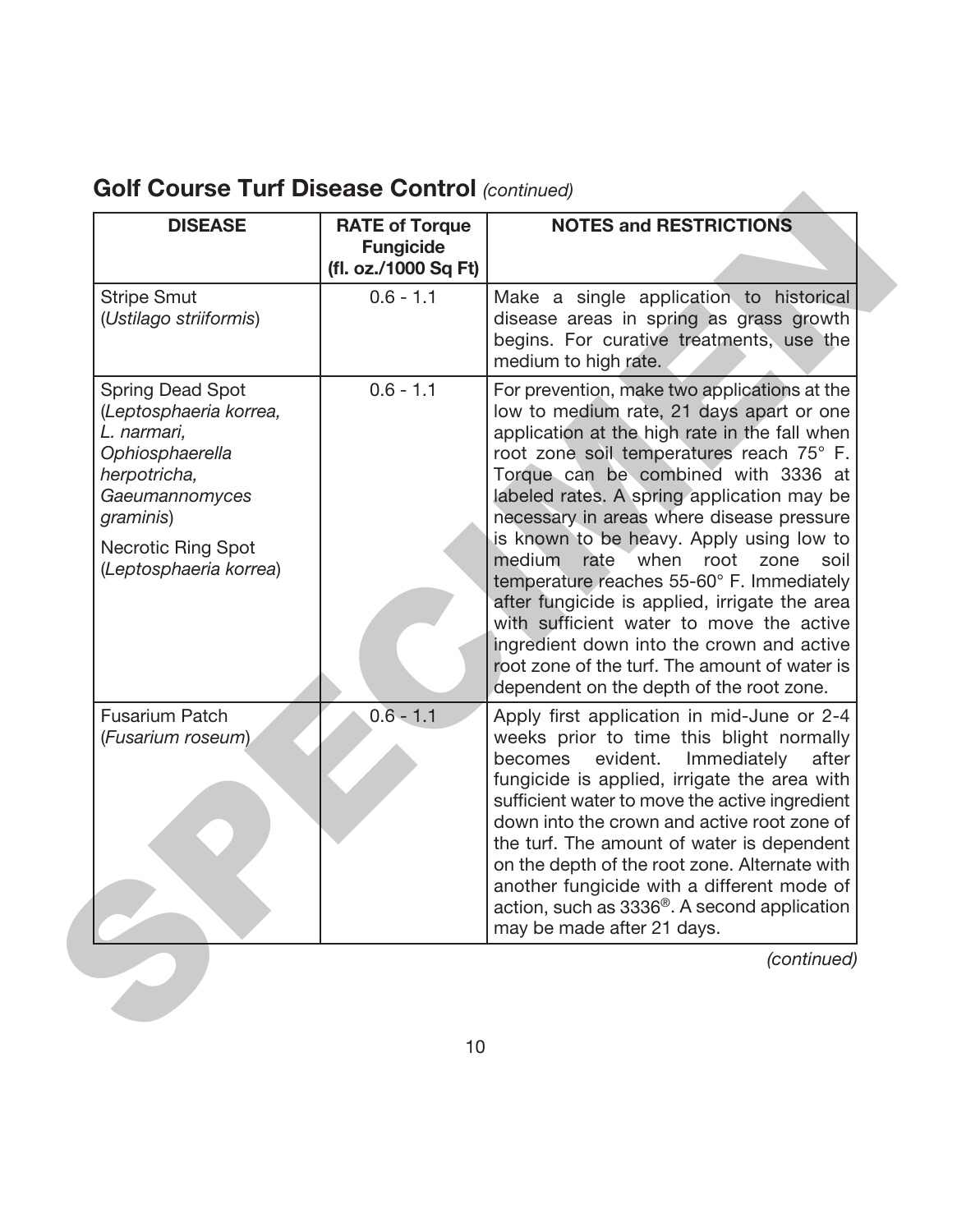## Golf Course Turf Disease Control *(continued)*

| DISEASE | RATE of Torque Fungicide (fl. oz./1000 Sq Ft) | NOTES and RESTRICTIONS |
|---|---|---|
| Stripe Smut (*Ustilago striiformis*) | 0.6 - 1.1 | Make a single application to historical disease areas in spring as grass growth begins. For curative treatments, use the medium to high rate. |
| Spring Dead Spot (*Leptosphaeria korrea, L. narmari, Ophiosphaerella herpotricha, Gaeumannomyces graminis*)<br><br>Necrotic Ring Spot (*Leptosphaeria korrea*) | 0.6 - 1.1 | For prevention, make two applications at the low to medium rate, 21 days apart or one application at the high rate in the fall when root zone soil temperatures reach 75° F. Torque can be combined with 3336 at labeled rates. A spring application may be necessary in areas where disease pressure is known to be heavy. Apply using low to medium rate when root zone soil temperature reaches 55-60° F. Immediately after fungicide is applied, irrigate the area with sufficient water to move the active ingredient down into the crown and active root zone of the turf. The amount of water is dependent on the depth of the root zone. |
| Fusarium Patch (*Fusarium roseum*) | 0.6 - 1.1 | Apply first application in mid-June or 2-4 weeks prior to time this blight normally becomes evident. Immediately after fungicide is applied, irrigate the area with sufficient water to move the active ingredient down into the crown and active root zone of the turf. The amount of water is dependent on the depth of the root zone. Alternate with another fungicide with a different mode of action, such as 3336®. A second application may be made after 21 days. |

*(continued)*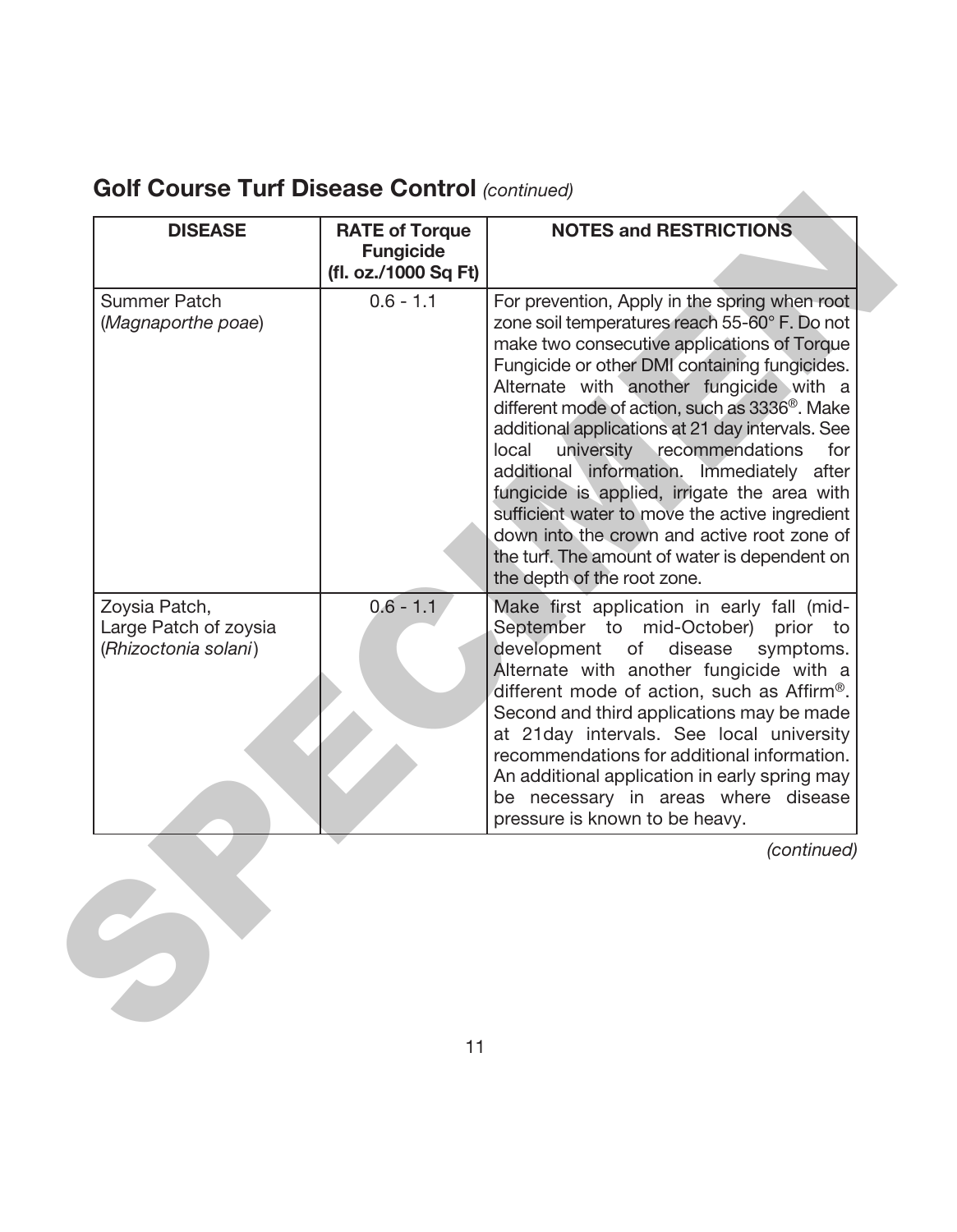## Golf Course Turf Disease Control *(continued)*

| DISEASE | RATE of Torque Fungicide (fl. oz./1000 Sq Ft) | NOTES and RESTRICTIONS |
|---|---|---|
| Summer Patch (*Magnaporthe poae*) | 0.6 - 1.1 | For prevention, Apply in the spring when root zone soil temperatures reach 55-60° F. Do not make two consecutive applications of Torque Fungicide or other DMI containing fungicides. Alternate with another fungicide with a different mode of action, such as 3336®. Make additional applications at 21 day intervals. See local university recommendations for additional information. Immediately after fungicide is applied, irrigate the area with sufficient water to move the active ingredient down into the crown and active root zone of the turf. The amount of water is dependent on the depth of the root zone. |
| Zoysia Patch, Large Patch of zoysia (*Rhizoctonia solani*) | 0.6 - 1.1 | Make first application in early fall (mid-September to mid-October) prior to development of disease symptoms. Alternate with another fungicide with a different mode of action, such as Affirm®. Second and third applications may be made at 21day intervals. See local university recommendations for additional information. An additional application in early spring may be necessary in areas where disease pressure is known to be heavy. |

*(continued)*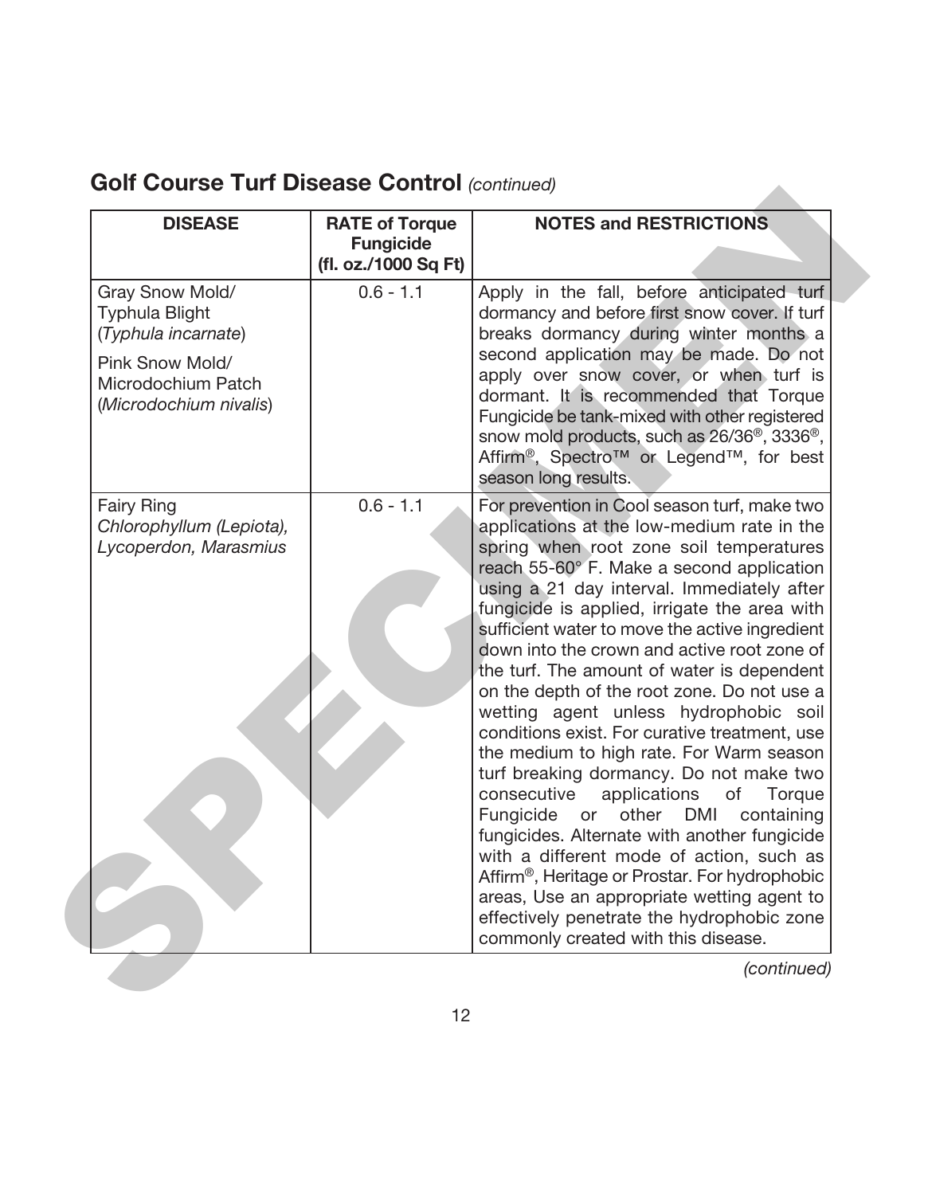## Golf Course Turf Disease Control *(continued)*

| DISEASE | RATE of Torque Fungicide (fl. oz./1000 Sq Ft) | NOTES and RESTRICTIONS |
|---|---|---|
| Gray Snow Mold/ Typhula Blight (*Typhula incarnate*)<br><br>Pink Snow Mold/ Microdochium Patch (*Microdochium nivalis*) | 0.6 - 1.1 | Apply in the fall, before anticipated turf dormancy and before first snow cover. If turf breaks dormancy during winter months a second application may be made. Do not apply over snow cover, or when turf is dormant. It is recommended that Torque Fungicide be tank-mixed with other registered snow mold products, such as 26/36®, 3336®, Affirm®, Spectro™ or Legend™, for best season long results. |
| Fairy Ring *Chlorophyllum (Lepiota), Lycoperdon, Marasmius* | 0.6 - 1.1 | For prevention in Cool season turf, make two applications at the low-medium rate in the spring when root zone soil temperatures reach 55-60° F. Make a second application using a 21 day interval. Immediately after fungicide is applied, irrigate the area with sufficient water to move the active ingredient down into the crown and active root zone of the turf. The amount of water is dependent on the depth of the root zone. Do not use a wetting agent unless hydrophobic soil conditions exist. For curative treatment, use the medium to high rate. For Warm season turf breaking dormancy. Do not make two consecutive applications of Torque Fungicide or other DMI containing fungicides. Alternate with another fungicide with a different mode of action, such as Affirm®, Heritage or Prostar. For hydrophobic areas, Use an appropriate wetting agent to effectively penetrate the hydrophobic zone commonly created with this disease. |

*(continued)*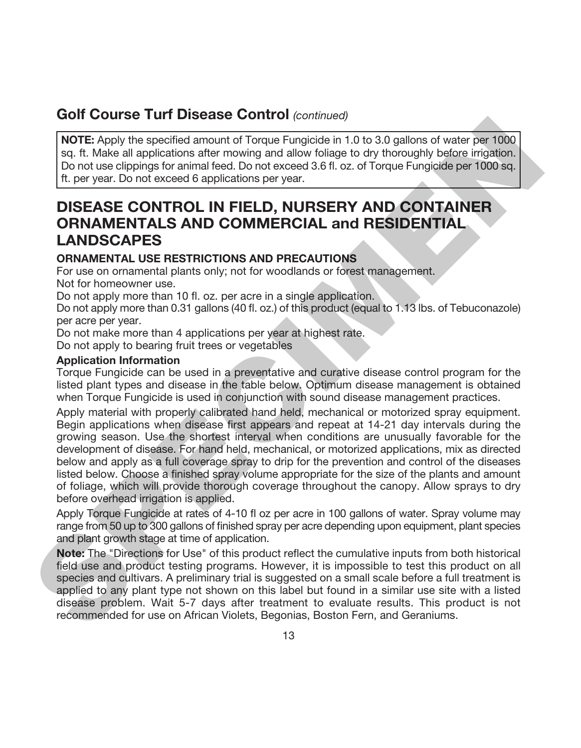## Golf Course Turf Disease Control *(continued)*

**NOTE:** Apply the specified amount of Torque Fungicide in 1.0 to 3.0 gallons of water per 1000 sq. ft. Make all applications after mowing and allow foliage to dry thoroughly before irrigation. Do not use clippings for animal feed. Do not exceed 3.6 fl. oz. of Torque Fungicide per 1000 sq. ft. per year. Do not exceed 6 applications per year.

# DISEASE CONTROL IN FIELD, NURSERY AND CONTAINER ORNAMENTALS AND COMMERCIAL and RESIDENTIAL LANDSCAPES

### ORNAMENTAL USE RESTRICTIONS AND PRECAUTIONS

For use on ornamental plants only; not for woodlands or forest management.
Not for homeowner use.
Do not apply more than 10 fl. oz. per acre in a single application.
Do not apply more than 0.31 gallons (40 fl. oz.) of this product (equal to 1.13 lbs. of Tebuconazole) per acre per year.
Do not make more than 4 applications per year at highest rate.
Do not apply to bearing fruit trees or vegetables

### Application Information

Torque Fungicide can be used in a preventative and curative disease control program for the listed plant types and disease in the table below. Optimum disease management is obtained when Torque Fungicide is used in conjunction with sound disease management practices.

Apply material with properly calibrated hand held, mechanical or motorized spray equipment. Begin applications when disease first appears and repeat at 14-21 day intervals during the growing season. Use the shortest interval when conditions are unusually favorable for the development of disease. For hand held, mechanical, or motorized applications, mix as directed below and apply as a full coverage spray to drip for the prevention and control of the diseases listed below. Choose a finished spray volume appropriate for the size of the plants and amount of foliage, which will provide thorough coverage throughout the canopy. Allow sprays to dry before overhead irrigation is applied.

Apply Torque Fungicide at rates of 4-10 fl oz per acre in 100 gallons of water. Spray volume may range from 50 up to 300 gallons of finished spray per acre depending upon equipment, plant species and plant growth stage at time of application.

**Note:** The "Directions for Use" of this product reflect the cumulative inputs from both historical field use and product testing programs. However, it is impossible to test this product on all species and cultivars. A preliminary trial is suggested on a small scale before a full treatment is applied to any plant type not shown on this label but found in a similar use site with a listed disease problem. Wait 5-7 days after treatment to evaluate results. This product is not recommended for use on African Violets, Begonias, Boston Fern, and Geraniums.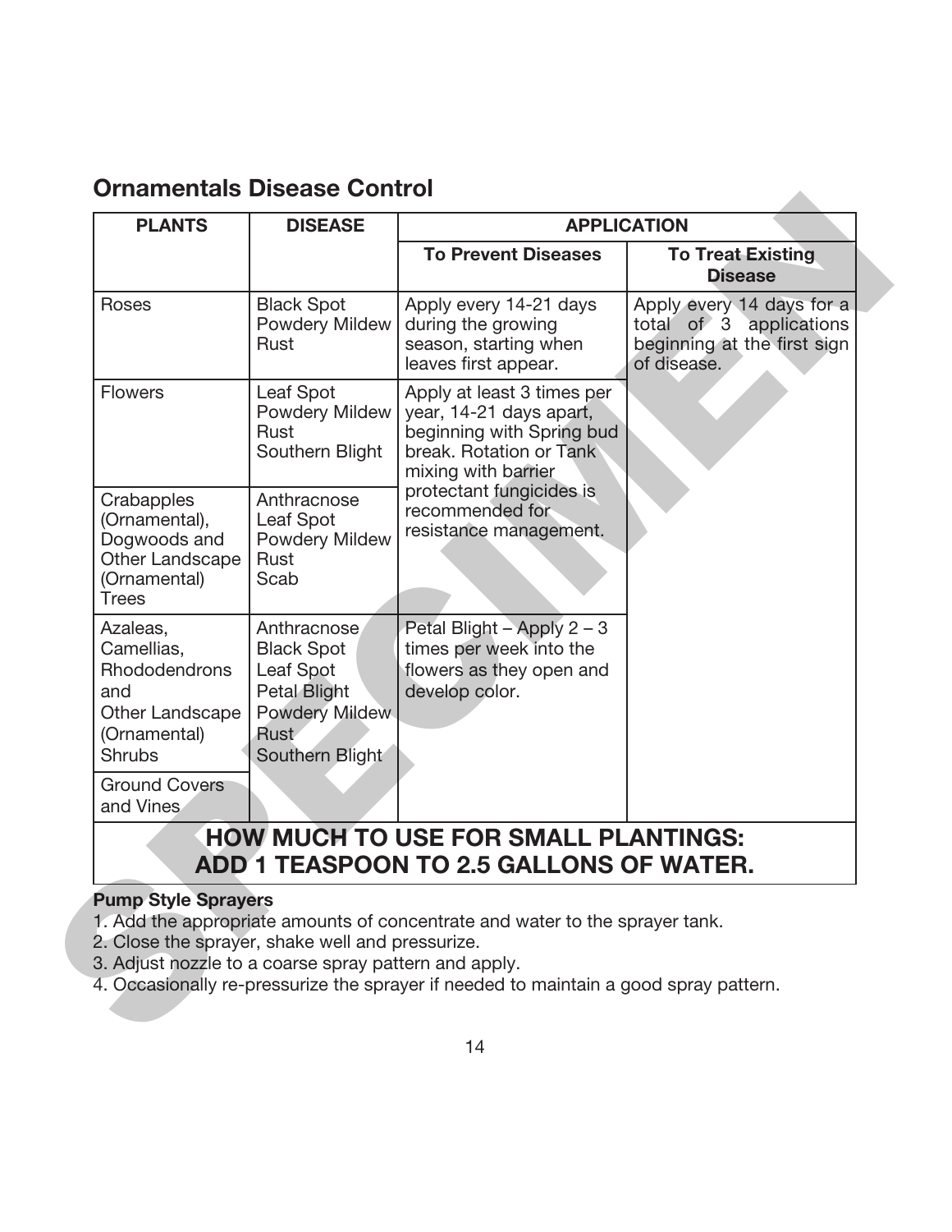## Ornamentals Disease Control

| PLANTS | DISEASE | APPLICATION | |
|---|---|---|---|
| | | **To Prevent Diseases** | **To Treat Existing Disease** |
| Roses | Black Spot<br>Powdery Mildew<br>Rust | Apply every 14-21 days during the growing season, starting when leaves first appear. | Apply every 14 days for a total of 3 applications beginning at the first sign of disease. |
| Flowers | Leaf Spot<br>Powdery Mildew<br>Rust<br>Southern Blight | Apply at least 3 times per year, 14-21 days apart, beginning with Spring bud break. Rotation or Tank mixing with barrier protectant fungicides is recommended for resistance management. | |
| Crabapples (Ornamental), Dogwoods and Other Landscape (Ornamental) Trees | Anthracnose<br>Leaf Spot<br>Powdery Mildew<br>Rust<br>Scab | | |
| Azaleas, Camellias, Rhododendrons and Other Landscape (Ornamental) Shrubs | Anthracnose<br>Black Spot<br>Leaf Spot<br>Petal Blight<br>Powdery Mildew<br>Rust<br>Southern Blight | Petal Blight – Apply 2 – 3 times per week into the flowers as they open and develop color. | |
| Ground Covers and Vines | | | |
| **HOW MUCH TO USE FOR SMALL PLANTINGS: ADD 1 TEASPOON TO 2.5 GALLONS OF WATER.** | | | |

**Pump Style Sprayers**

1. Add the appropriate amounts of concentrate and water to the sprayer tank.
2. Close the sprayer, shake well and pressurize.
3. Adjust nozzle to a coarse spray pattern and apply.
4. Occasionally re-pressurize the sprayer if needed to maintain a good spray pattern.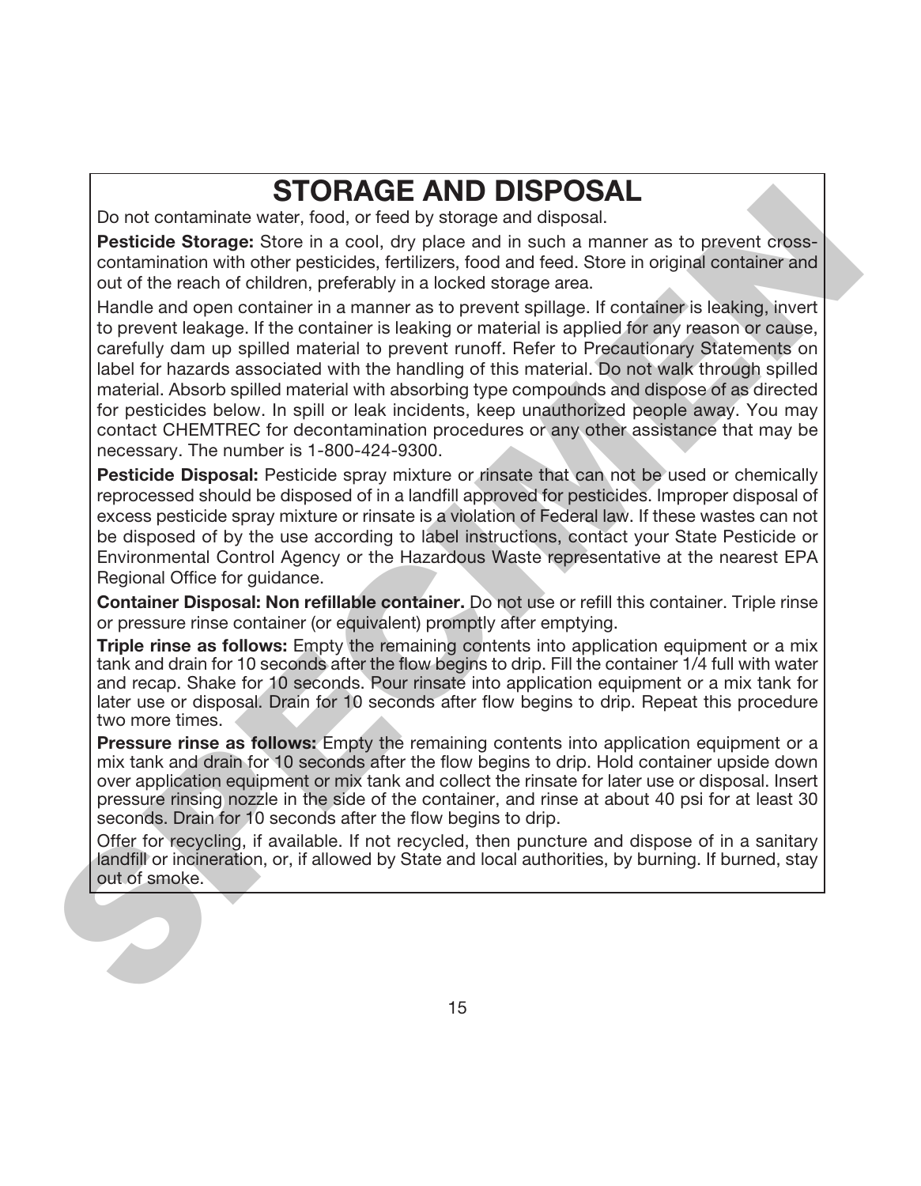# STORAGE AND DISPOSAL

Do not contaminate water, food, or feed by storage and disposal.

**Pesticide Storage:** Store in a cool, dry place and in such a manner as to prevent cross-contamination with other pesticides, fertilizers, food and feed. Store in original container and out of the reach of children, preferably in a locked storage area.

Handle and open container in a manner as to prevent spillage. If container is leaking, invert to prevent leakage. If the container is leaking or material is applied for any reason or cause, carefully dam up spilled material to prevent runoff. Refer to Precautionary Statements on label for hazards associated with the handling of this material. Do not walk through spilled material. Absorb spilled material with absorbing type compounds and dispose of as directed for pesticides below. In spill or leak incidents, keep unauthorized people away. You may contact CHEMTREC for decontamination procedures or any other assistance that may be necessary. The number is 1-800-424-9300.

**Pesticide Disposal:** Pesticide spray mixture or rinsate that can not be used or chemically reprocessed should be disposed of in a landfill approved for pesticides. Improper disposal of excess pesticide spray mixture or rinsate is a violation of Federal law. If these wastes can not be disposed of by the use according to label instructions, contact your State Pesticide or Environmental Control Agency or the Hazardous Waste representative at the nearest EPA Regional Office for guidance.

**Container Disposal: Non refillable container.** Do not use or refill this container. Triple rinse or pressure rinse container (or equivalent) promptly after emptying.

**Triple rinse as follows:** Empty the remaining contents into application equipment or a mix tank and drain for 10 seconds after the flow begins to drip. Fill the container 1/4 full with water and recap. Shake for 10 seconds. Pour rinsate into application equipment or a mix tank for later use or disposal. Drain for 10 seconds after flow begins to drip. Repeat this procedure two more times.

**Pressure rinse as follows:** Empty the remaining contents into application equipment or a mix tank and drain for 10 seconds after the flow begins to drip. Hold container upside down over application equipment or mix tank and collect the rinsate for later use or disposal. Insert pressure rinsing nozzle in the side of the container, and rinse at about 40 psi for at least 30 seconds. Drain for 10 seconds after the flow begins to drip.

Offer for recycling, if available. If not recycled, then puncture and dispose of in a sanitary landfill or incineration, or, if allowed by State and local authorities, by burning. If burned, stay out of smoke.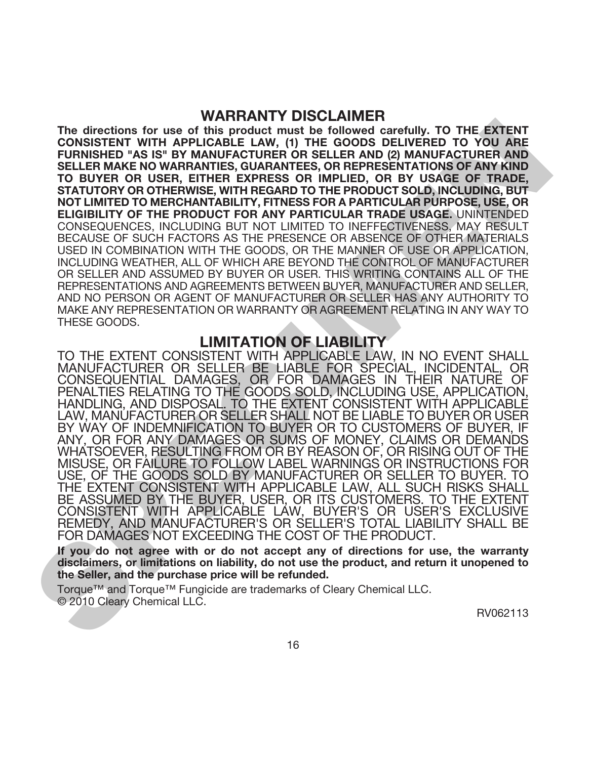## WARRANTY DISCLAIMER

**The directions for use of this product must be followed carefully. TO THE EXTENT CONSISTENT WITH APPLICABLE LAW, (1) THE GOODS DELIVERED TO YOU ARE FURNISHED "AS IS" BY MANUFACTURER OR SELLER AND (2) MANUFACTURER AND SELLER MAKE NO WARRANTIES, GUARANTEES, OR REPRESENTATIONS OF ANY KIND TO BUYER OR USER, EITHER EXPRESS OR IMPLIED, OR BY USAGE OF TRADE, STATUTORY OR OTHERWISE, WITH REGARD TO THE PRODUCT SOLD, INCLUDING, BUT NOT LIMITED TO MERCHANTABILITY, FITNESS FOR A PARTICULAR PURPOSE, USE, OR ELIGIBILITY OF THE PRODUCT FOR ANY PARTICULAR TRADE USAGE.** UNINTENDED CONSEQUENCES, INCLUDING BUT NOT LIMITED TO INEFFECTIVENESS, MAY RESULT BECAUSE OF SUCH FACTORS AS THE PRESENCE OR ABSENCE OF OTHER MATERIALS USED IN COMBINATION WITH THE GOODS, OR THE MANNER OF USE OR APPLICATION, INCLUDING WEATHER, ALL OF WHICH ARE BEYOND THE CONTROL OF MANUFACTURER OR SELLER AND ASSUMED BY BUYER OR USER. THIS WRITING CONTAINS ALL OF THE REPRESENTATIONS AND AGREEMENTS BETWEEN BUYER, MANUFACTURER AND SELLER, AND NO PERSON OR AGENT OF MANUFACTURER OR SELLER HAS ANY AUTHORITY TO MAKE ANY REPRESENTATION OR WARRANTY OR AGREEMENT RELATING IN ANY WAY TO THESE GOODS.

## LIMITATION OF LIABILITY

TO THE EXTENT CONSISTENT WITH APPLICABLE LAW, IN NO EVENT SHALL MANUFACTURER OR SELLER BE LIABLE FOR SPECIAL, INCIDENTAL, OR CONSEQUENTIAL DAMAGES, OR FOR DAMAGES IN THEIR NATURE OF PENALTIES RELATING TO THE GOODS SOLD, INCLUDING USE, APPLICATION, HANDLING, AND DISPOSAL. TO THE EXTENT CONSISTENT WITH APPLICABLE LAW, MANUFACTURER OR SELLER SHALL NOT BE LIABLE TO BUYER OR USER BY WAY OF INDEMNIFICATION TO BUYER OR TO CUSTOMERS OF BUYER, IF ANY, OR FOR ANY DAMAGES OR SUMS OF MONEY, CLAIMS OR DEMANDS WHATSOEVER, RESULTING FROM OR BY REASON OF, OR RISING OUT OF THE MISUSE, OR FAILURE TO FOLLOW LABEL WARNINGS OR INSTRUCTIONS FOR USE, OF THE GOODS SOLD BY MANUFACTURER OR SELLER TO BUYER. TO THE EXTENT CONSISTENT WITH APPLICABLE LAW, ALL SUCH RISKS SHALL BE ASSUMED BY THE BUYER, USER, OR ITS CUSTOMERS. TO THE EXTENT CONSISTENT WITH APPLICABLE LAW, BUYER'S OR USER'S EXCLUSIVE REMEDY, AND MANUFACTURER'S OR SELLER'S TOTAL LIABILITY SHALL BE FOR DAMAGES NOT EXCEEDING THE COST OF THE PRODUCT.

**If you do not agree with or do not accept any of directions for use, the warranty disclaimers, or limitations on liability, do not use the product, and return it unopened to the Seller, and the purchase price will be refunded.**

Torque™ and Torque™ Fungicide are trademarks of Cleary Chemical LLC.
© 2010 Cleary Chemical LLC.

RV062113